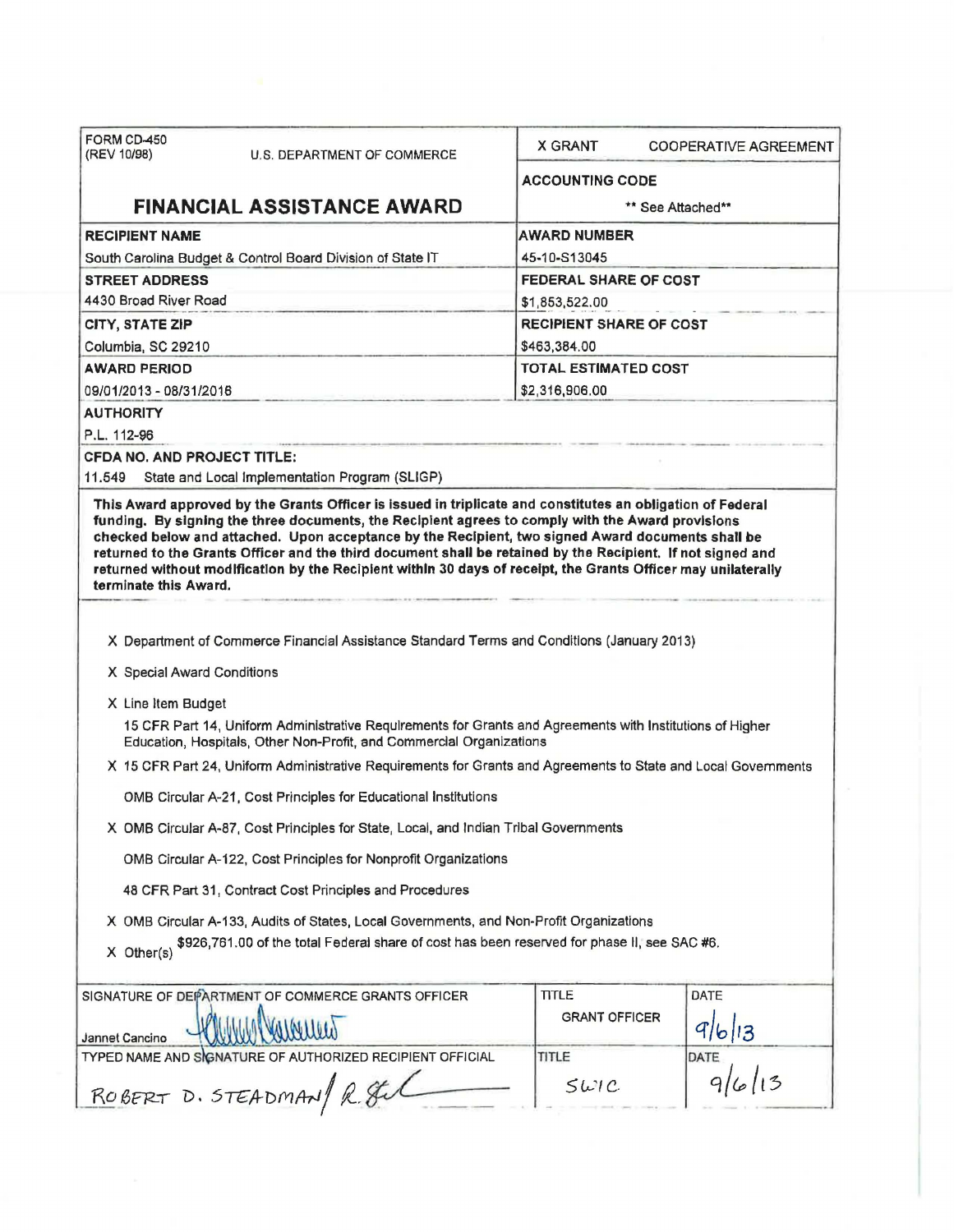FORM CD-450
(REV 10/98)

U.S. DEPARTMENT OF COMMERCE

# FINANCIAL ASSISTANCE AWARD

X GRANT COOPERATIVE AGREEMENT

| | |
|---|---|
| **ACCOUNTING CODE** | ** See Attached** |
| **RECIPIENT NAME** | **AWARD NUMBER** |
| South Carolina Budget & Control Board Division of State IT | 45-10-S13045 |
| **STREET ADDRESS** | **FEDERAL SHARE OF COST** |
| 4430 Broad River Road | $1,853,522.00 |
| **CITY, STATE ZIP** | **RECIPIENT SHARE OF COST** |
| Columbia, SC 29210 | $463,384.00 |
| **AWARD PERIOD** | **TOTAL ESTIMATED COST** |
| 09/01/2013 - 08/31/2016 | $2,316,906.00 |

**AUTHORITY**

P.L. 112-96

**CFDA NO. AND PROJECT TITLE:**

11.549 State and Local Implementation Program (SLIGP)

**This Award approved by the Grants Officer is issued in triplicate and constitutes an obligation of Federal funding. By signing the three documents, the Recipient agrees to comply with the Award provisions checked below and attached. Upon acceptance by the Recipient, two signed Award documents shall be returned to the Grants Officer and the third document shall be retained by the Recipient. If not signed and returned without modification by the Recipient within 30 days of receipt, the Grants Officer may unilaterally terminate this Award.**

X Department of Commerce Financial Assistance Standard Terms and Conditions (January 2013)

X Special Award Conditions

X Line Item Budget

15 CFR Part 14, Uniform Administrative Requirements for Grants and Agreements with Institutions of Higher Education, Hospitals, Other Non-Profit, and Commercial Organizations

X 15 CFR Part 24, Uniform Administrative Requirements for Grants and Agreements to State and Local Governments

OMB Circular A-21, Cost Principles for Educational Institutions

X OMB Circular A-87, Cost Principles for State, Local, and Indian Tribal Governments

OMB Circular A-122, Cost Principles for Nonprofit Organizations

48 CFR Part 31, Contract Cost Principles and Procedures

X OMB Circular A-133, Audits of States, Local Governments, and Non-Profit Organizations

X Other(s) $926,761.00 of the total Federal share of cost has been reserved for phase II, see SAC #6.

| SIGNATURE OF DEPARTMENT OF COMMERCE GRANTS OFFICER | TITLE | DATE |
|---|---|---|
| Jannet Cancino [signature] | GRANT OFFICER | 9/6/13 |
| **TYPED NAME AND SIGNATURE OF AUTHORIZED RECIPIENT OFFICIAL** | **TITLE** | **DATE** |
| ROBERT D. STEADMAN / [signature] | SWIC | 9/6/13 |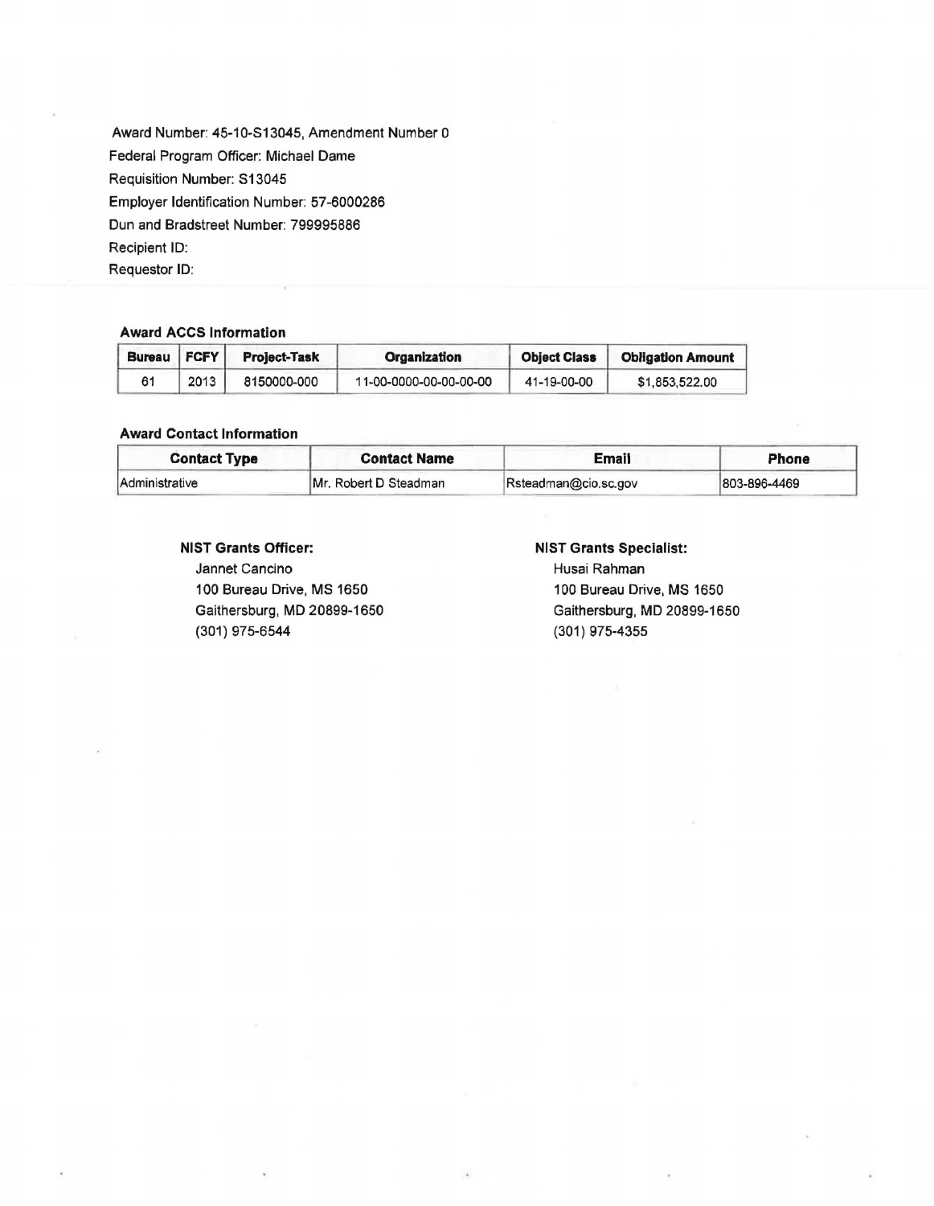Award Number: 45-10-S13045, Amendment Number 0
Federal Program Officer: Michael Dame
Requisition Number: S13045
Employer Identification Number: 57-6000286
Dun and Bradstreet Number: 799995886
Recipient ID:
Requestor ID:

### Award ACCS Information

| Bureau | FCFY | Project-Task | Organization | Object Class | Obligation Amount |
|---|---|---|---|---|---|
| 61 | 2013 | 8150000-000 | 11-00-0000-00-00-00-00 | 41-19-00-00 | $1,853,522.00 |

### Award Contact Information

| Contact Type | Contact Name | Email | Phone |
|---|---|---|---|
| Administrative | Mr. Robert D Steadman | Rsteadman@cio.sc.gov | 803-896-4469 |

**NIST Grants Officer:**
Jannet Cancino
100 Bureau Drive, MS 1650
Gaithersburg, MD 20899-1650
(301) 975-6544

**NIST Grants Specialist:**
Husai Rahman
100 Bureau Drive, MS 1650
Gaithersburg, MD 20899-1650
(301) 975-4355